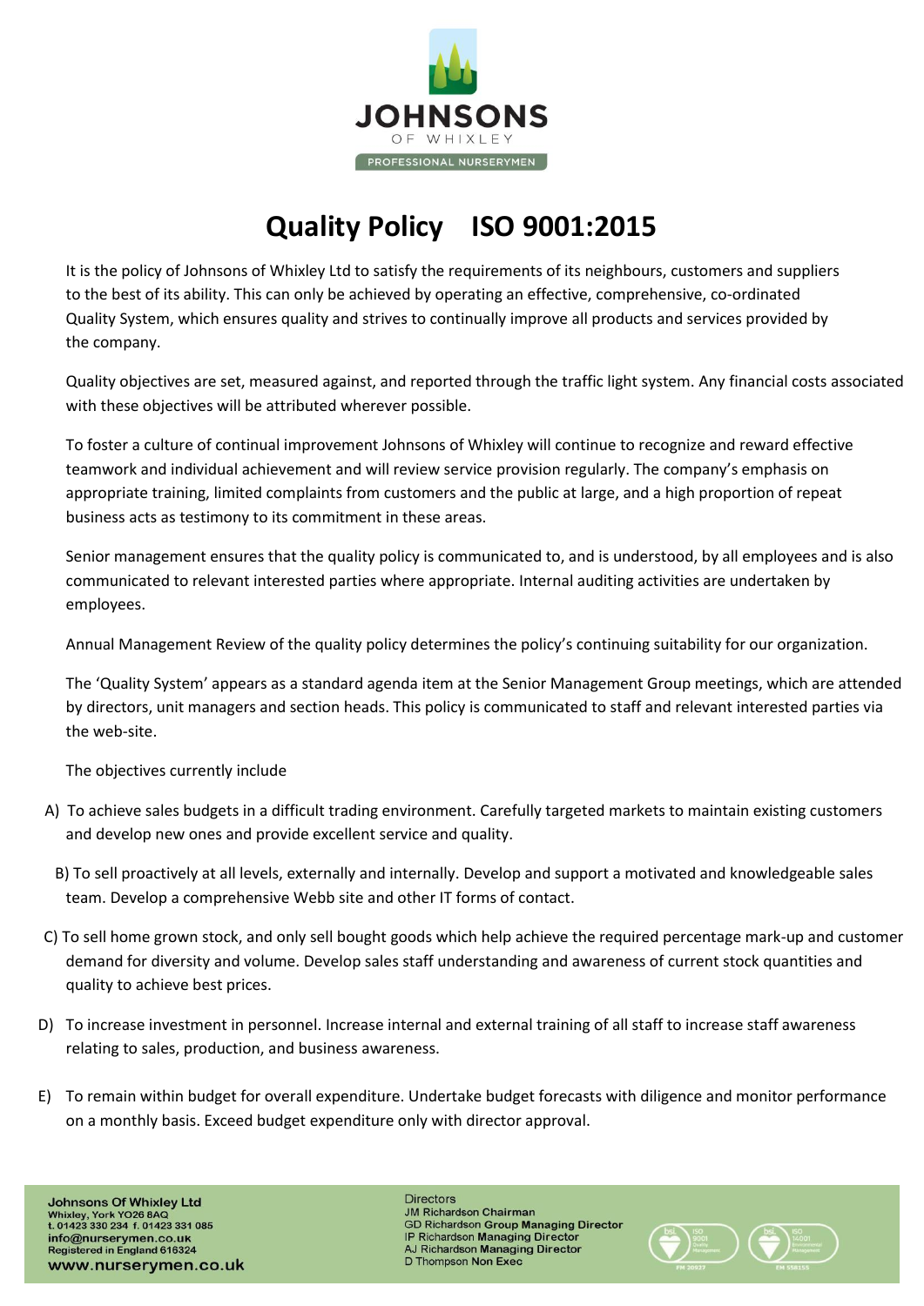# Quality Policy ISO 9001:2015

It is the policy of Johnsons of Whixley Ltd to satisfy the requirements of its neighbours, customers and suppliers to the best of its ability. This can only be achieved by operating an effective, comprehensive, co-ordinated Quality System, which ensures quality and strives to continually improve all products and services provided by the company.

Quality objectives are set, measured against, and reported through the traffic light system. Any financial costs associated with these objectives will be attributed wherever possible.

To foster a culture of continual improvement Johnsons of Whixley will continue to recognize and reward effective teamwork and individual achievement and will review service provision regularly. The company's emphasis on appropriate training, limited complaints from customers and the public at large, and a high proportion of repeat business acts as testimony to its commitment in these areas.

Senior management ensures that the quality policy is communicated to, and is understood, by all employees and is also communicated to relevant interested parties where appropriate. Internal auditing activities are undertaken by employees.

Annual Management Review of the quality policy determines the policy's continuing suitability for our organization.

The 'Quality System' appears as a standard agenda item at the Senior Management Group meetings, which are attended by directors, unit managers and section heads. This policy is communicated to staff and relevant interested parties via the web-site.

The objectives currently include

A) To achieve sales budgets in a difficult trading environment. Carefully targeted markets to maintain existing customers and develop new ones and provide excellent service and quality.

B) To sell proactively at all levels, externally and internally. Develop and support a motivated and knowledgeable sales team. Develop a comprehensive Webb site and other IT forms of contact.

C) To sell home grown stock, and only sell bought goods which help achieve the required percentage mark-up and customer demand for diversity and volume. Develop sales staff understanding and awareness of current stock quantities and quality to achieve best prices.

D) To increase investment in personnel. Increase internal and external training of all staff to increase staff awareness relating to sales, production, and business awareness.

E) To remain within budget for overall expenditure. Undertake budget forecasts with diligence and monitor performance on a monthly basis. Exceed budget expenditure only with director approval.

**Johnsons Of Whixley Ltd**
Whixley, York YO26 8AQ
t. 01423 330 234 f. 01423 331 085
info@nurserymen.co.uk
Registered in England 616324
www.nurserymen.co.uk

Directors
JM Richardson Chairman
GD Richardson Group Managing Director
IP Richardson Managing Director
AJ Richardson Managing Director
D Thompson Non Exec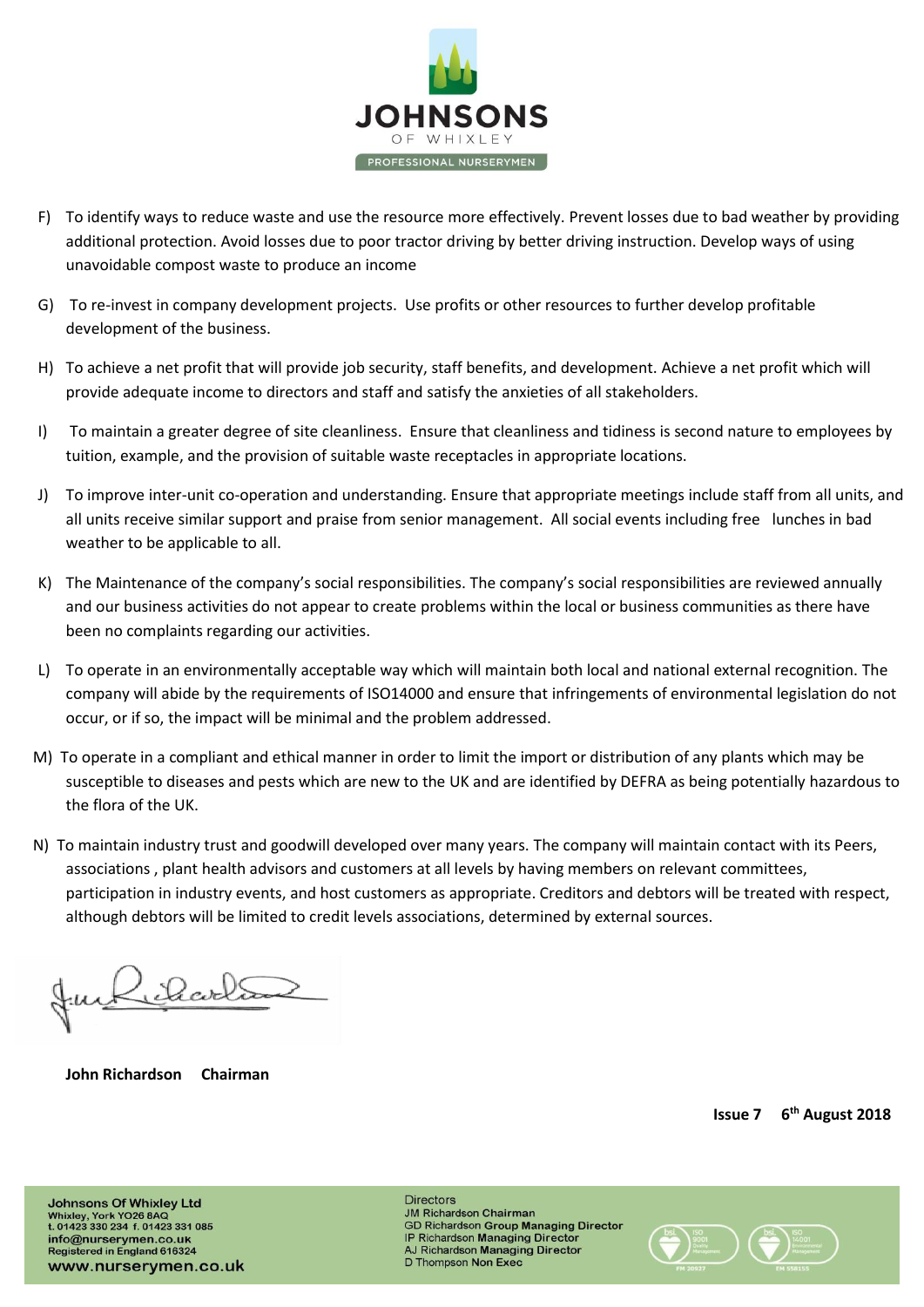F) To identify ways to reduce waste and use the resource more effectively. Prevent losses due to bad weather by providing additional protection. Avoid losses due to poor tractor driving by better driving instruction. Develop ways of using unavoidable compost waste to produce an income

G) To re-invest in company development projects. Use profits or other resources to further develop profitable development of the business.

H) To achieve a net profit that will provide job security, staff benefits, and development. Achieve a net profit which will provide adequate income to directors and staff and satisfy the anxieties of all stakeholders.

I) To maintain a greater degree of site cleanliness. Ensure that cleanliness and tidiness is second nature to employees by tuition, example, and the provision of suitable waste receptacles in appropriate locations.

J) To improve inter-unit co-operation and understanding. Ensure that appropriate meetings include staff from all units, and all units receive similar support and praise from senior management. All social events including free lunches in bad weather to be applicable to all.

K) The Maintenance of the company's social responsibilities. The company's social responsibilities are reviewed annually and our business activities do not appear to create problems within the local or business communities as there have been no complaints regarding our activities.

L) To operate in an environmentally acceptable way which will maintain both local and national external recognition. The company will abide by the requirements of ISO14000 and ensure that infringements of environmental legislation do not occur, or if so, the impact will be minimal and the problem addressed.

M) To operate in a compliant and ethical manner in order to limit the import or distribution of any plants which may be susceptible to diseases and pests which are new to the UK and are identified by DEFRA as being potentially hazardous to the flora of the UK.

N) To maintain industry trust and goodwill developed over many years. The company will maintain contact with its Peers, associations , plant health advisors and customers at all levels by having members on relevant committees, participation in industry events, and host customers as appropriate. Creditors and debtors will be treated with respect, although debtors will be limited to credit levels associations, determined by external sources.

**John Richardson Chairman**

**Issue 7 6th August 2018**